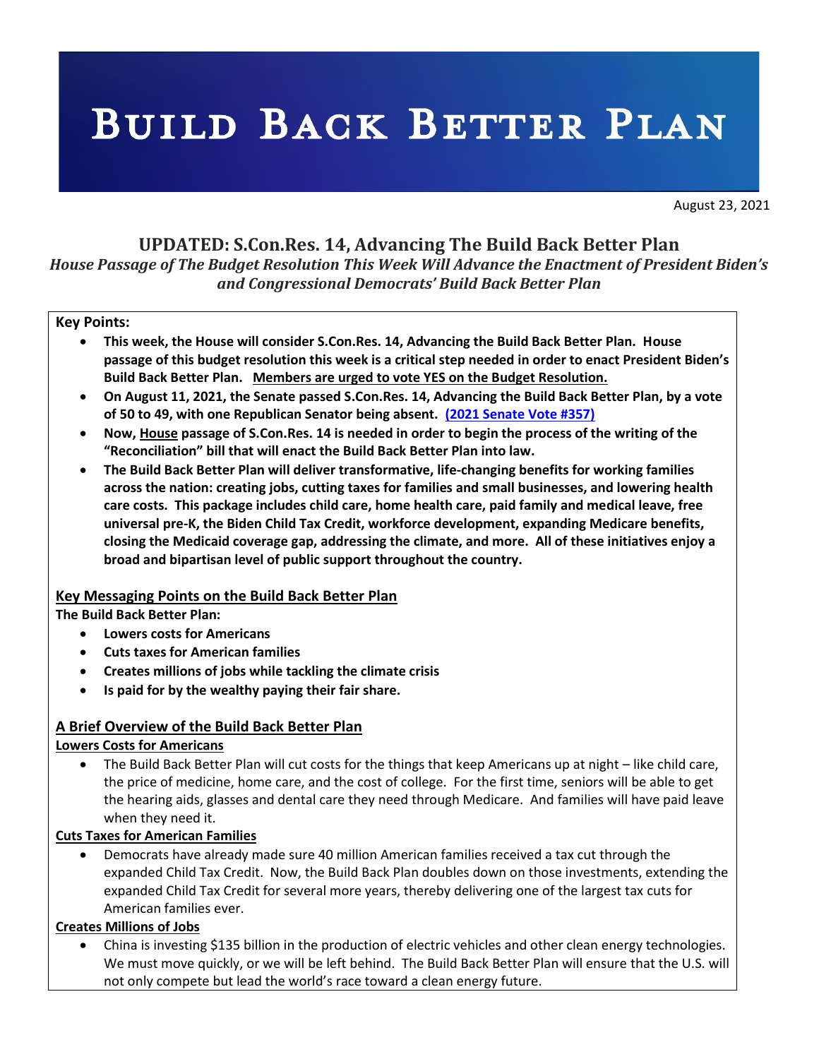# Build Back Better Plan

August 23, 2021

## UPDATED: S.Con.Res. 14, Advancing The Build Back Better Plan

***House Passage of The Budget Resolution This Week Will Advance the Enactment of President Biden's and Congressional Democrats' Build Back Better Plan***

**Key Points:**

- **This week, the House will consider S.Con.Res. 14, Advancing the Build Back Better Plan. House passage of this budget resolution this week is a critical step needed in order to enact President Biden's Build Back Better Plan. Members are urged to vote YES on the Budget Resolution.**
- **On August 11, 2021, the Senate passed S.Con.Res. 14, Advancing the Build Back Better Plan, by a vote of 50 to 49, with one Republican Senator being absent. (2021 Senate Vote #357)**
- **Now, House passage of S.Con.Res. 14 is needed in order to begin the process of the writing of the "Reconciliation" bill that will enact the Build Back Better Plan into law.**
- **The Build Back Better Plan will deliver transformative, life-changing benefits for working families across the nation: creating jobs, cutting taxes for families and small businesses, and lowering health care costs. This package includes child care, home health care, paid family and medical leave, free universal pre-K, the Biden Child Tax Credit, workforce development, expanding Medicare benefits, closing the Medicaid coverage gap, addressing the climate, and more. All of these initiatives enjoy a broad and bipartisan level of public support throughout the country.**

### Key Messaging Points on the Build Back Better Plan

**The Build Back Better Plan:**

- **Lowers costs for Americans**
- **Cuts taxes for American families**
- **Creates millions of jobs while tackling the climate crisis**
- **Is paid for by the wealthy paying their fair share.**

### A Brief Overview of the Build Back Better Plan

**Lowers Costs for Americans**

- The Build Back Better Plan will cut costs for the things that keep Americans up at night – like child care, the price of medicine, home care, and the cost of college. For the first time, seniors will be able to get the hearing aids, glasses and dental care they need through Medicare. And families will have paid leave when they need it.

**Cuts Taxes for American Families**

- Democrats have already made sure 40 million American families received a tax cut through the expanded Child Tax Credit. Now, the Build Back Plan doubles down on those investments, extending the expanded Child Tax Credit for several more years, thereby delivering one of the largest tax cuts for American families ever.

**Creates Millions of Jobs**

- China is investing $135 billion in the production of electric vehicles and other clean energy technologies. We must move quickly, or we will be left behind. The Build Back Better Plan will ensure that the U.S. will not only compete but lead the world's race toward a clean energy future.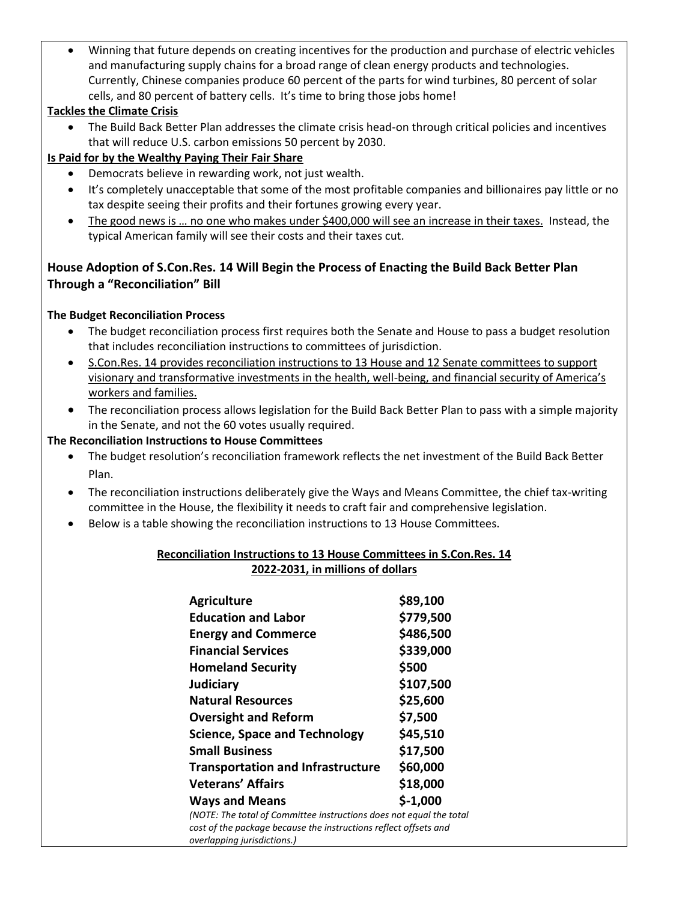- Winning that future depends on creating incentives for the production and purchase of electric vehicles and manufacturing supply chains for a broad range of clean energy products and technologies. Currently, Chinese companies produce 60 percent of the parts for wind turbines, 80 percent of solar cells, and 80 percent of battery cells. It's time to bring those jobs home!

**Tackles the Climate Crisis**

- The Build Back Better Plan addresses the climate crisis head-on through critical policies and incentives that will reduce U.S. carbon emissions 50 percent by 2030.

**Is Paid for by the Wealthy Paying Their Fair Share**

- Democrats believe in rewarding work, not just wealth.
- It's completely unacceptable that some of the most profitable companies and billionaires pay little or no tax despite seeing their profits and their fortunes growing every year.
- The good news is … no one who makes under $400,000 will see an increase in their taxes. Instead, the typical American family will see their costs and their taxes cut.

### House Adoption of S.Con.Res. 14 Will Begin the Process of Enacting the Build Back Better Plan Through a "Reconciliation" Bill

**The Budget Reconciliation Process**

- The budget reconciliation process first requires both the Senate and House to pass a budget resolution that includes reconciliation instructions to committees of jurisdiction.
- S.Con.Res. 14 provides reconciliation instructions to 13 House and 12 Senate committees to support visionary and transformative investments in the health, well-being, and financial security of America's workers and families.
- The reconciliation process allows legislation for the Build Back Better Plan to pass with a simple majority in the Senate, and not the 60 votes usually required.

**The Reconciliation Instructions to House Committees**

- The budget resolution's reconciliation framework reflects the net investment of the Build Back Better Plan.
- The reconciliation instructions deliberately give the Ways and Means Committee, the chief tax-writing committee in the House, the flexibility it needs to craft fair and comprehensive legislation.
- Below is a table showing the reconciliation instructions to 13 House Committees.

**Reconciliation Instructions to 13 House Committees in S.Con.Res. 14**
**2022-2031, in millions of dollars**

| Committee | Amount |
|---|---|
| **Agriculture** | **$89,100** |
| **Education and Labor** | **$779,500** |
| **Energy and Commerce** | **$486,500** |
| **Financial Services** | **$339,000** |
| **Homeland Security** | **$500** |
| **Judiciary** | **$107,500** |
| **Natural Resources** | **$25,600** |
| **Oversight and Reform** | **$7,500** |
| **Science, Space and Technology** | **$45,510** |
| **Small Business** | **$17,500** |
| **Transportation and Infrastructure** | **$60,000** |
| **Veterans' Affairs** | **$18,000** |
| **Ways and Means** | **$-1,000** |

*(NOTE: The total of Committee instructions does not equal the total cost of the package because the instructions reflect offsets and overlapping jurisdictions.)*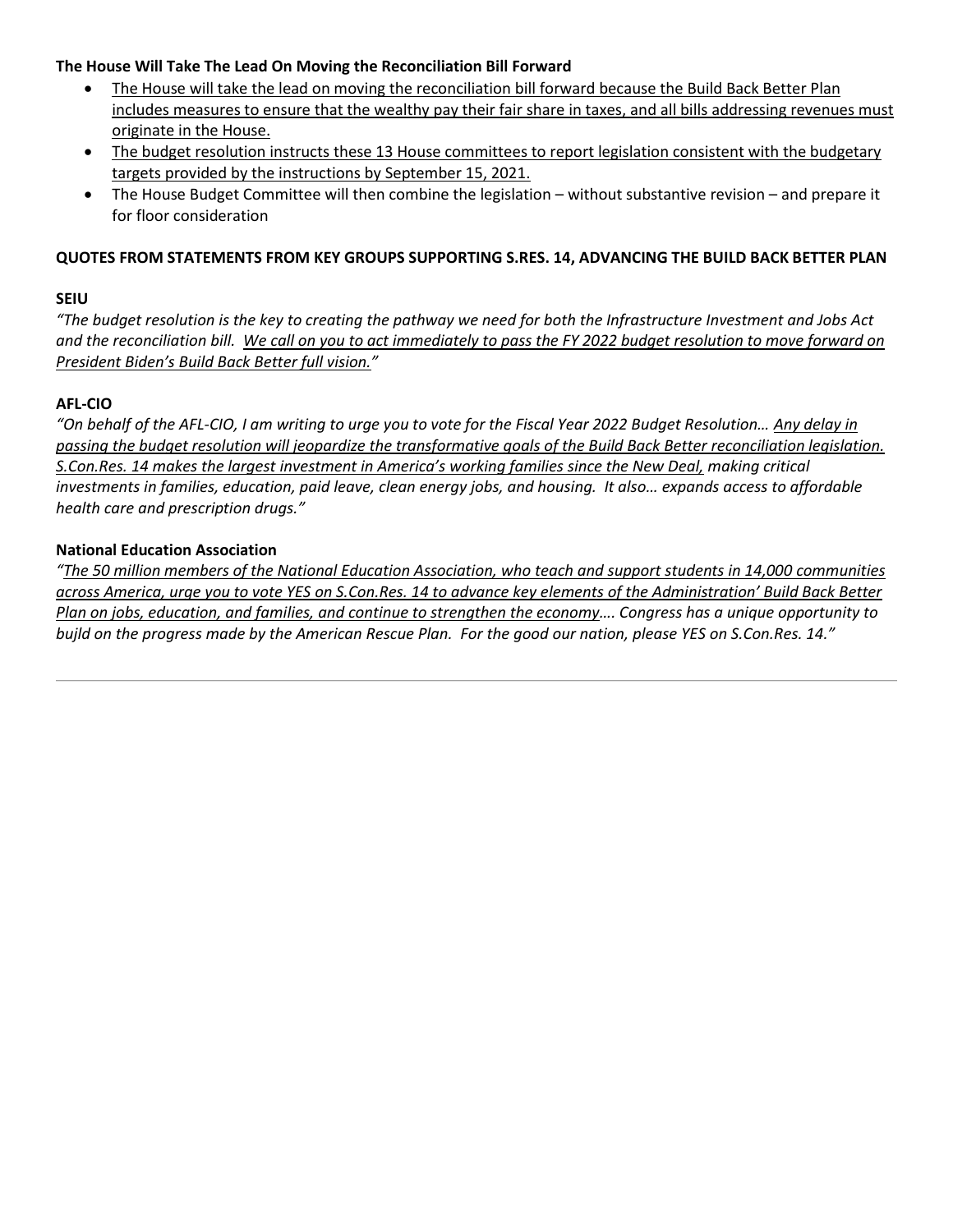**The House Will Take The Lead On Moving the Reconciliation Bill Forward**

- <u>The House will take the lead on moving the reconciliation bill forward because the Build Back Better Plan includes measures to ensure that the wealthy pay their fair share in taxes, and all bills addressing revenues must originate in the House.</u>
- <u>The budget resolution instructs these 13 House committees to report legislation consistent with the budgetary targets provided by the instructions by September 15, 2021.</u>
- The House Budget Committee will then combine the legislation – without substantive revision – and prepare it for floor consideration

**QUOTES FROM STATEMENTS FROM KEY GROUPS SUPPORTING S.RES. 14, ADVANCING THE BUILD BACK BETTER PLAN**

**SEIU**

*"The budget resolution is the key to creating the pathway we need for both the Infrastructure Investment and Jobs Act and the reconciliation bill. <u>We call on you to act immediately to pass the FY 2022 budget resolution to move forward on President Biden's Build Back Better full vision."</u>*

**AFL-CIO**

*"On behalf of the AFL-CIO, I am writing to urge you to vote for the Fiscal Year 2022 Budget Resolution… <u>Any delay in passing the budget resolution will jeopardize the transformative goals of the Build Back Better reconciliation legislation. S.Con.Res. 14 makes the largest investment in America's working families since the New Deal,</u> making critical investments in families, education, paid leave, clean energy jobs, and housing. It also… expands access to affordable health care and prescription drugs."*

**National Education Association**

*"<u>The 50 million members of the National Education Association, who teach and support students in 14,000 communities across America, urge you to vote YES on S.Con.Res. 14 to advance key elements of the Administration' Build Back Better Plan on jobs, education, and families, and continue to strengthen the economy</u>…. Congress has a unique opportunity to bujld on the progress made by the American Rescue Plan. For the good our nation, please YES on S.Con.Res. 14."*